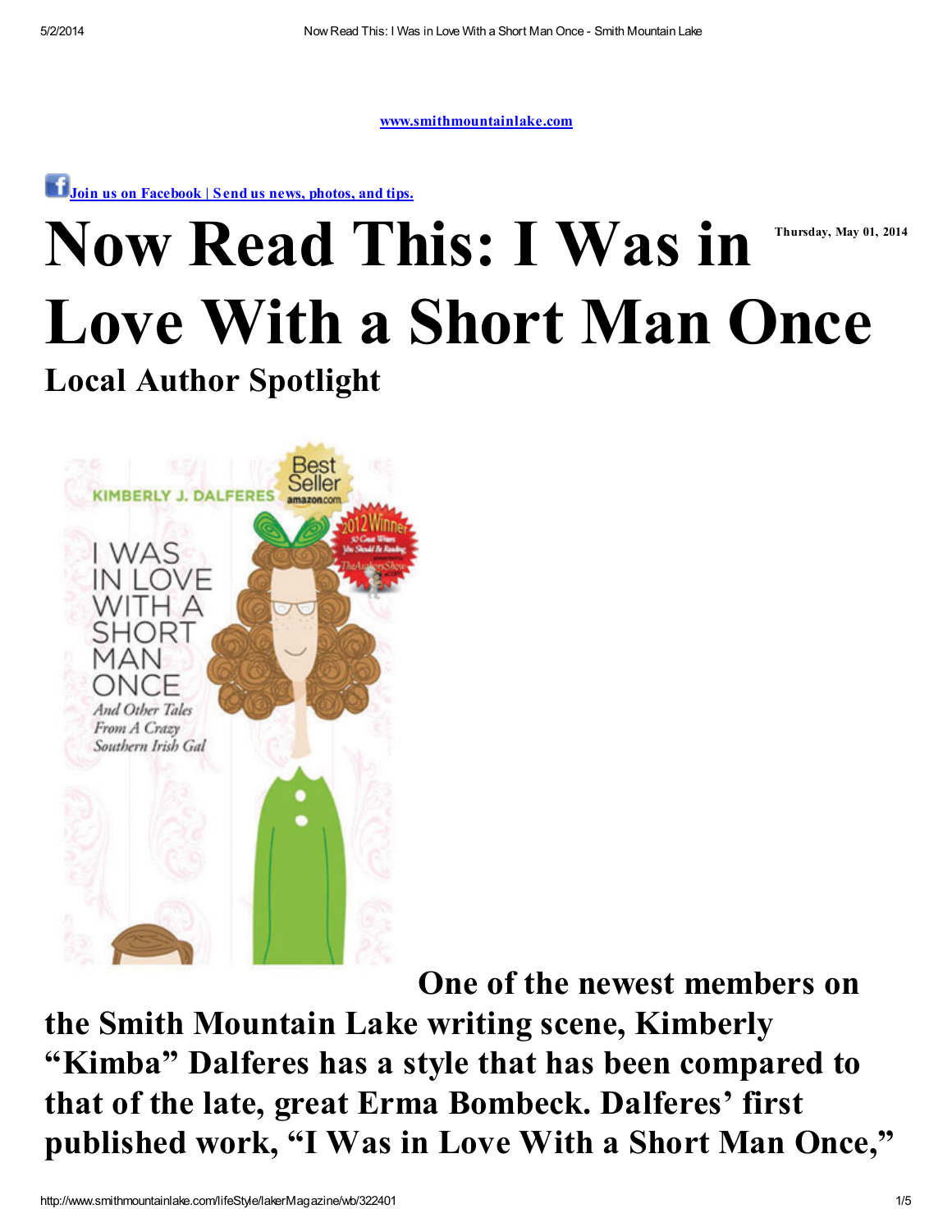www.smithmountainlake.com

Join us on Facebook | Send us news, photos, and tips.

# Now Read This: I Was in Love With a Short Man Once

Thursday, May 01, 2014

## Local Author Spotlight

**One of the newest members on the Smith Mountain Lake writing scene, Kimberly "Kimba" Dalferes has a style that has been compared to that of the late, great Erma Bombeck. Dalferes' first published work, "I Was in Love With a Short Man Once,"**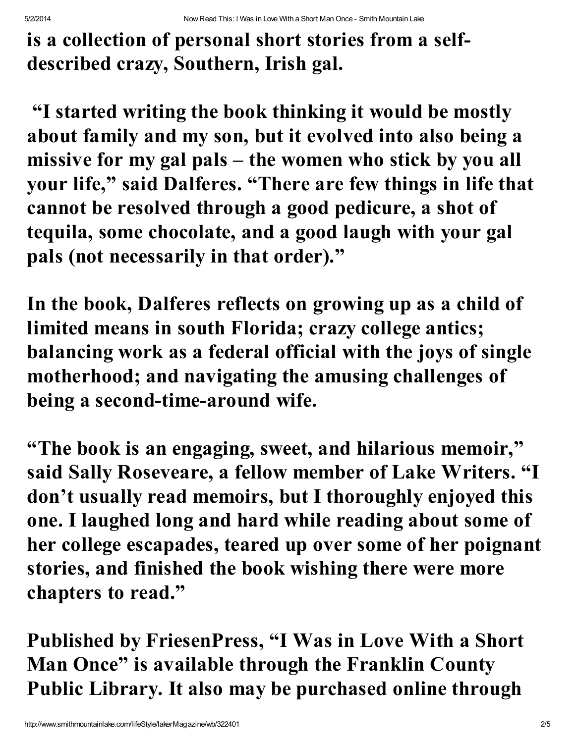is a collection of personal short stories from a self-described crazy, Southern, Irish gal.

"I started writing the book thinking it would be mostly about family and my son, but it evolved into also being a missive for my gal pals – the women who stick by you all your life," said Dalferes. "There are few things in life that cannot be resolved through a good pedicure, a shot of tequila, some chocolate, and a good laugh with your gal pals (not necessarily in that order)."

In the book, Dalferes reflects on growing up as a child of limited means in south Florida; crazy college antics; balancing work as a federal official with the joys of single motherhood; and navigating the amusing challenges of being a second-time-around wife.

"The book is an engaging, sweet, and hilarious memoir," said Sally Roseveare, a fellow member of Lake Writers. "I don't usually read memoirs, but I thoroughly enjoyed this one. I laughed long and hard while reading about some of her college escapades, teared up over some of her poignant stories, and finished the book wishing there were more chapters to read."

Published by FriesenPress, "I Was in Love With a Short Man Once" is available through the Franklin County Public Library. It also may be purchased online through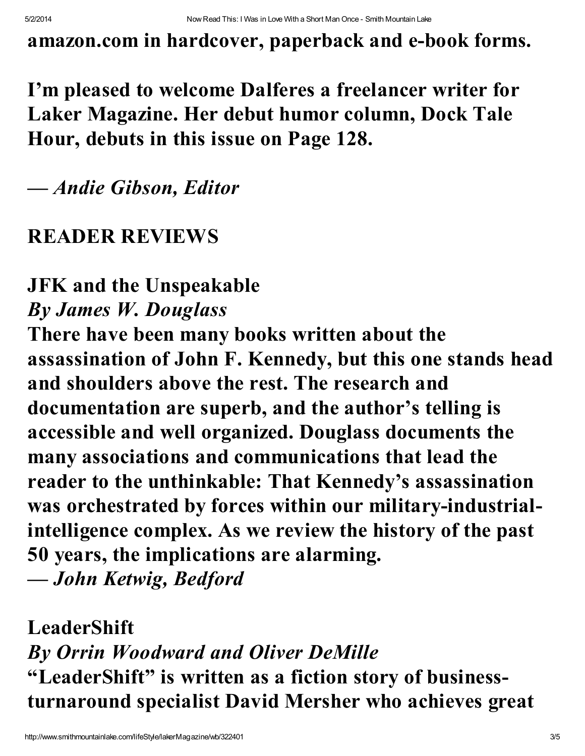**amazon.com in hardcover, paperback and e-book forms.**

**I'm pleased to welcome Dalferes a freelancer writer for Laker Magazine. Her debut humor column, Dock Tale Hour, debuts in this issue on Page 128.**

***— Andie Gibson, Editor***

## READER REVIEWS

**JFK and the Unspeakable**
***By James W. Douglass***
**There have been many books written about the assassination of John F. Kennedy, but this one stands head and shoulders above the rest. The research and documentation are superb, and the author's telling is accessible and well organized. Douglass documents the many associations and communications that lead the reader to the unthinkable: That Kennedy's assassination was orchestrated by forces within our military-industrial-intelligence complex. As we review the history of the past 50 years, the implications are alarming.**
***— John Ketwig, Bedford***

**LeaderShift**
***By Orrin Woodward and Oliver DeMille***
**"LeaderShift" is written as a fiction story of business-turnaround specialist David Mersher who achieves great**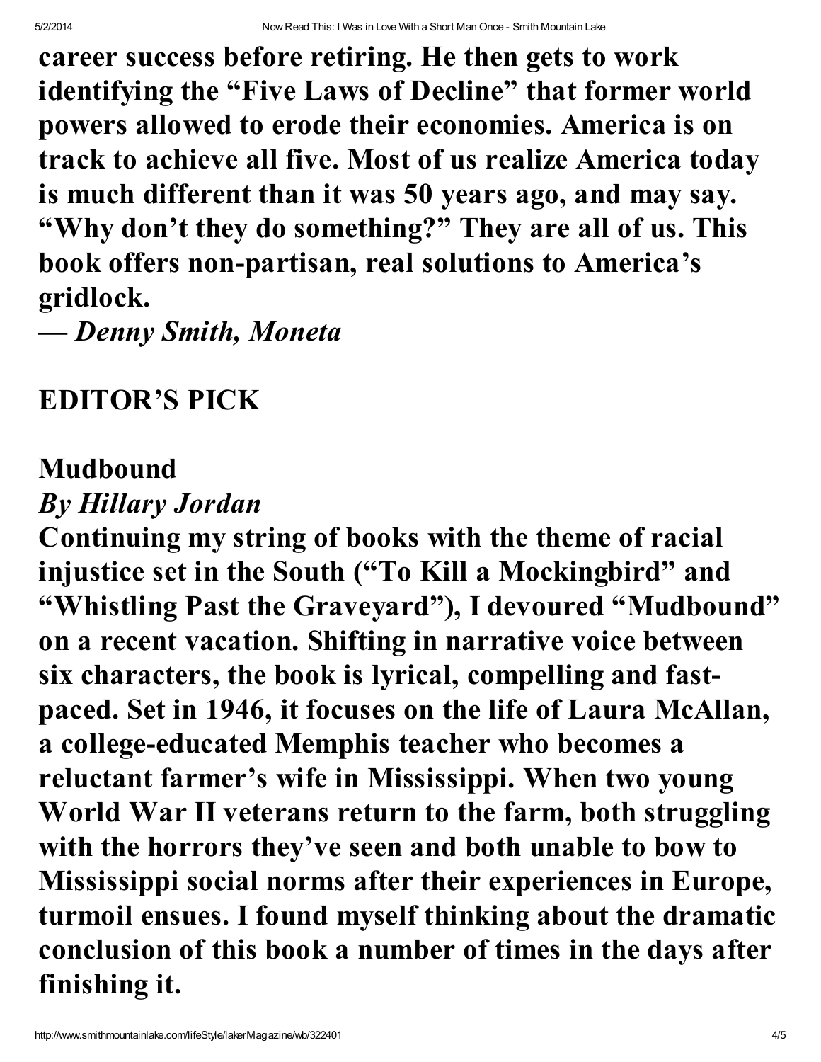**career success before retiring. He then gets to work identifying the "Five Laws of Decline" that former world powers allowed to erode their economies. America is on track to achieve all five. Most of us realize America today is much different than it was 50 years ago, and may say. "Why don't they do something?" They are all of us. This book offers non-partisan, real solutions to America's gridlock.**

***— Denny Smith, Moneta***

## EDITOR'S PICK

## Mudbound

### *By Hillary Jordan*

**Continuing my string of books with the theme of racial injustice set in the South ("To Kill a Mockingbird" and "Whistling Past the Graveyard"), I devoured "Mudbound" on a recent vacation. Shifting in narrative voice between six characters, the book is lyrical, compelling and fast-paced. Set in 1946, it focuses on the life of Laura McAllan, a college-educated Memphis teacher who becomes a reluctant farmer's wife in Mississippi. When two young World War II veterans return to the farm, both struggling with the horrors they've seen and both unable to bow to Mississippi social norms after their experiences in Europe, turmoil ensues. I found myself thinking about the dramatic conclusion of this book a number of times in the days after finishing it.**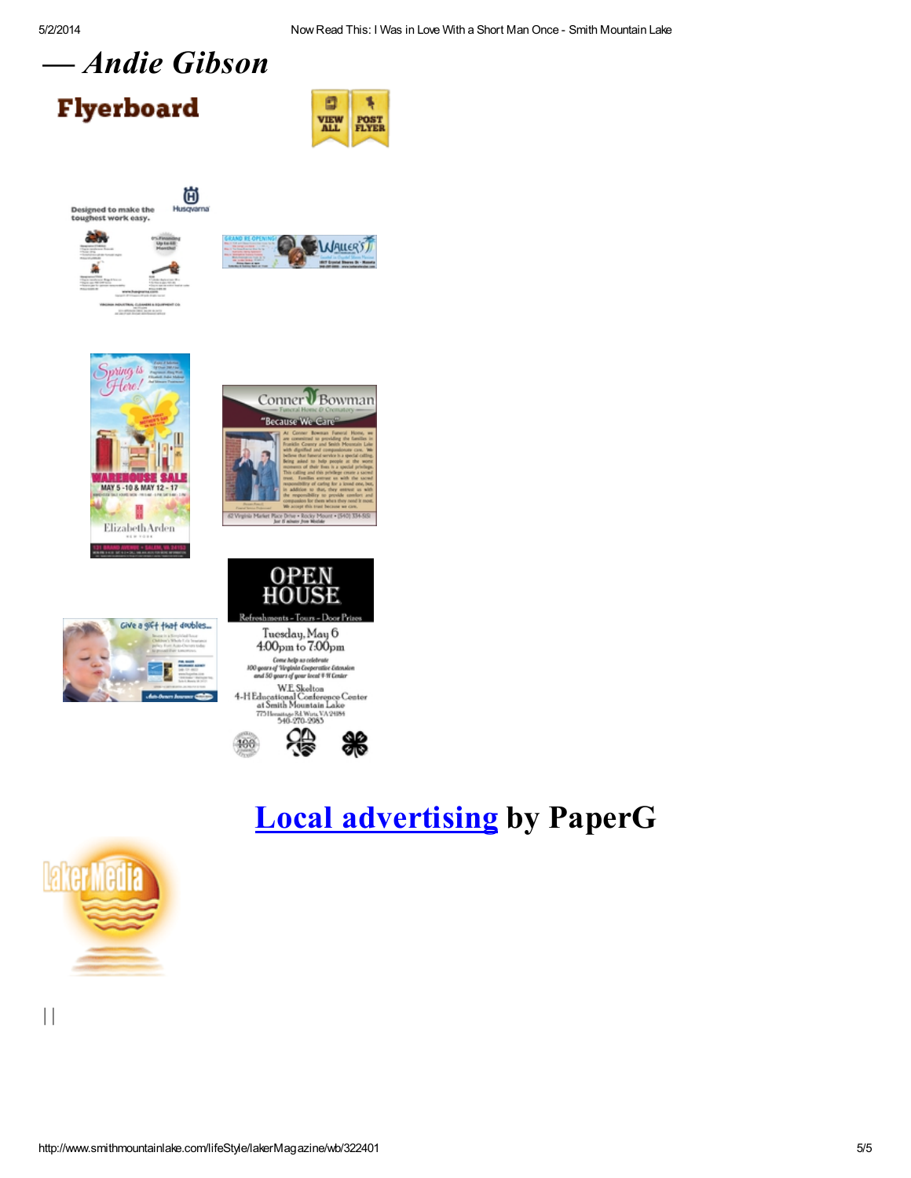— *Andie Gibson*

**Flyerboard**

VIEW ALL POST FLYER

**[Local advertising](#) by PaperG**

| |